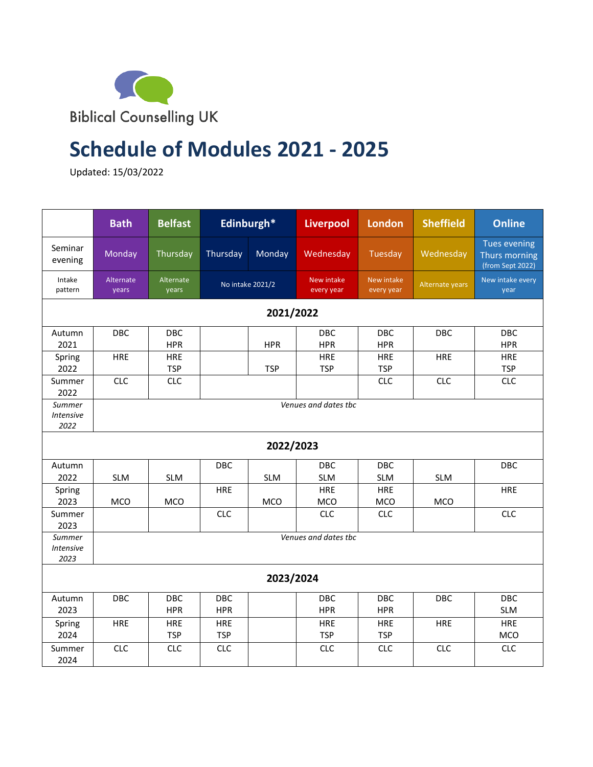Biblical Counselling UK

# Schedule of Modules 2021 - 2025

Updated: 15/03/2022

| | Bath | Belfast | Edinburgh* | | Liverpool | London | Sheffield | Online |
|---|---|---|---|---|---|---|---|---|
| Seminar evening | Monday | Thursday | Thursday | Monday | Wednesday | Tuesday | Wednesday | Tues evening Thurs morning (from Sept 2022) |
| Intake pattern | Alternate years | Alternate years | No intake 2021/2 | | New intake every year | New intake every year | Alternate years | New intake every year |
| **2021/2022** | | | | | | | | |
| Autumn 2021 | DBC | DBC HPR | | HPR | DBC HPR | DBC HPR | DBC | DBC HPR |
| Spring 2022 | HRE | HRE TSP | | TSP | HRE TSP | HRE TSP | HRE | HRE TSP |
| Summer 2022 | CLC | CLC | | | | CLC | CLC | CLC |
| *Summer Intensive 2022* | *Venues and dates tbc* | | | | | | | |
| **2022/2023** | | | | | | | | |
| Autumn 2022 | SLM | SLM | DBC | SLM | DBC SLM | DBC SLM | SLM | DBC |
| Spring 2023 | MCO | MCO | HRE | MCO | HRE MCO | HRE MCO | MCO | HRE |
| Summer 2023 | | | CLC | | CLC | CLC | | CLC |
| *Summer Intensive 2023* | *Venues and dates tbc* | | | | | | | |
| **2023/2024** | | | | | | | | |
| Autumn 2023 | DBC | DBC HPR | DBC HPR | | DBC HPR | DBC HPR | DBC | DBC SLM |
| Spring 2024 | HRE | HRE TSP | HRE TSP | | HRE TSP | HRE TSP | HRE | HRE MCO |
| Summer 2024 | CLC | CLC | CLC | | CLC | CLC | CLC | CLC |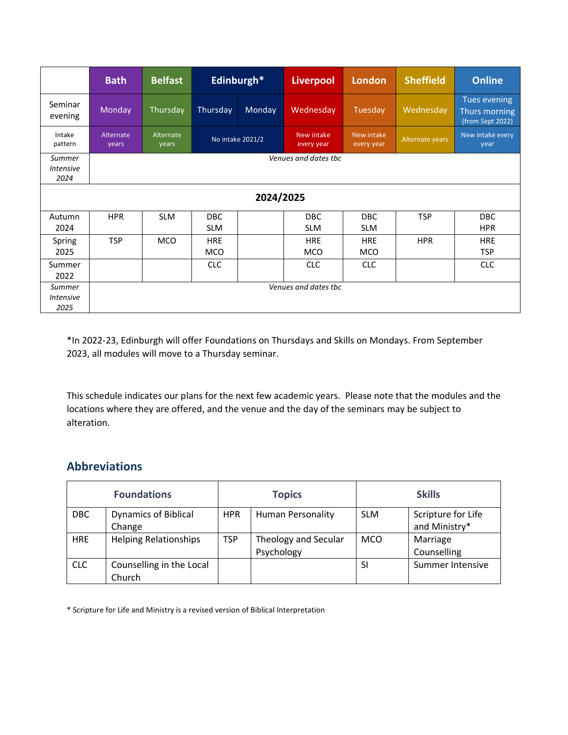| | Bath | Belfast | Edinburgh* | | Liverpool | London | Sheffield | Online |
|---|---|---|---|---|---|---|---|---|
| Seminar evening | Monday | Thursday | Thursday | Monday | Wednesday | Tuesday | Wednesday | Tues evening<br>Thurs morning<br>(from Sept 2022) |
| Intake pattern | Alternate years | Alternate years | No intake 2021/2 | | New intake every year | New intake every year | Alternate years | New intake every year |
| *Summer Intensive 2024* | *Venues and dates tbc* | | | | | | | |
| **2024/2025** | | | | | | | | |
| Autumn 2024 | HPR | SLM | DBC<br>SLM | | DBC<br>SLM | DBC<br>SLM | TSP | DBC<br>HPR |
| Spring 2025 | TSP | MCO | HRE<br>MCO | | HRE<br>MCO | HRE<br>MCO | HPR | HRE<br>TSP |
| Summer 2022 | | | CLC | | CLC | CLC | | CLC |
| *Summer Intensive 2025* | *Venues and dates tbc* | | | | | | | |

*In 2022-23, Edinburgh will offer Foundations on Thursdays and Skills on Mondays. From September 2023, all modules will move to a Thursday seminar.

This schedule indicates our plans for the next few academic years. Please note that the modules and the locations where they are offered, and the venue and the day of the seminars may be subject to alteration.

## Abbreviations

| Foundations | | Topics | | Skills | |
|---|---|---|---|---|---|
| DBC | Dynamics of Biblical Change | HPR | Human Personality | SLM | Scripture for Life and Ministry* |
| HRE | Helping Relationships | TSP | Theology and Secular Psychology | MCO | Marriage Counselling |
| CLC | Counselling in the Local Church | | | SI | Summer Intensive |

* Scripture for Life and Ministry is a revised version of Biblical Interpretation